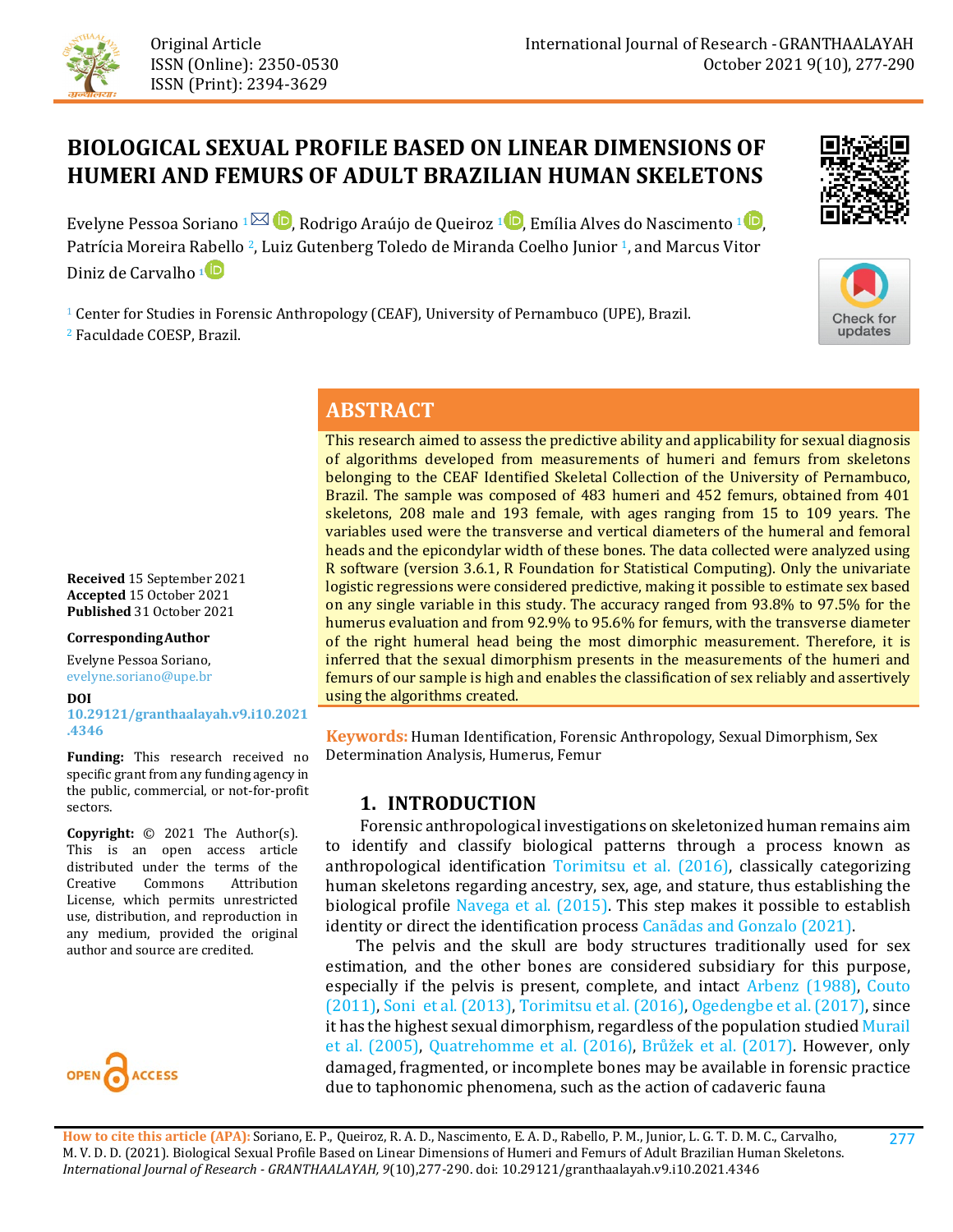Original Article
ISSN (Online): 2350-0530
ISSN (Print): 2394-3629

# BIOLOGICAL SEXUAL PROFILE BASED ON LINEAR DIMENSIONS OF HUMERI AND FEMURS OF ADULT BRAZILIAN HUMAN SKELETONS

Evelyne Pessoa Soriano [1], Rodrigo Araújo de Queiroz [1], Emília Alves do Nascimento [1], Patrícia Moreira Rabello [2], Luiz Gutenberg Toledo de Miranda Coelho Junior [1], and Marcus Vitor Diniz de Carvalho [1]

[1] Center for Studies in Forensic Anthropology (CEAF), University of Pernambuco (UPE), Brazil.
[2] Faculdade COESP, Brazil.

**Received** 15 September 2021
**Accepted** 15 October 2021
**Published** 31 October 2021

**Corresponding Author**

Evelyne Pessoa Soriano, evelyne.soriano@upe.br

**DOI**
10.29121/granthaalayah.v9.i10.2021.4346

**Funding:** This research received no specific grant from any funding agency in the public, commercial, or not-for-profit sectors.

**Copyright:** © 2021 The Author(s). This is an open access article distributed under the terms of the Creative Commons Attribution License, which permits unrestricted use, distribution, and reproduction in any medium, provided the original author and source are credited.

## ABSTRACT

This research aimed to assess the predictive ability and applicability for sexual diagnosis of algorithms developed from measurements of humeri and femurs from skeletons belonging to the CEAF Identified Skeletal Collection of the University of Pernambuco, Brazil. The sample was composed of 483 humeri and 452 femurs, obtained from 401 skeletons, 208 male and 193 female, with ages ranging from 15 to 109 years. The variables used were the transverse and vertical diameters of the humeral and femoral heads and the epicondylar width of these bones. The data collected were analyzed using R software (version 3.6.1, R Foundation for Statistical Computing). Only the univariate logistic regressions were considered predictive, making it possible to estimate sex based on any single variable in this study. The accuracy ranged from 93.8% to 97.5% for the humerus evaluation and from 92.9% to 95.6% for femurs, with the transverse diameter of the right humeral head being the most dimorphic measurement. Therefore, it is inferred that the sexual dimorphism presents in the measurements of the humeri and femurs of our sample is high and enables the classification of sex reliably and assertively using the algorithms created.

**Keywords:** Human Identification, Forensic Anthropology, Sexual Dimorphism, Sex Determination Analysis, Humerus, Femur

## 1. INTRODUCTION

Forensic anthropological investigations on skeletonized human remains aim to identify and classify biological patterns through a process known as anthropological identification Torimitsu et al. (2016), classically categorizing human skeletons regarding ancestry, sex, age, and stature, thus establishing the biological profile Navega et al. (2015). This step makes it possible to establish identity or direct the identification process Canãdas and Gonzalo (2021).

The pelvis and the skull are body structures traditionally used for sex estimation, and the other bones are considered subsidiary for this purpose, especially if the pelvis is present, complete, and intact Arbenz (1988), Couto (2011), Soni et al. (2013), Torimitsu et al. (2016), Ogedengbe et al. (2017), since it has the highest sexual dimorphism, regardless of the population studied Murail et al. (2005), Quatrehomme et al. (2016), Brůžek et al. (2017). However, only damaged, fragmented, or incomplete bones may be available in forensic practice due to taphonomic phenomena, such as the action of cadaveric fauna

**How to cite this article (APA):** Soriano, E. P., Queiroz, R. A. D., Nascimento, E. A. D., Rabello, P. M., Junior, L. G. T. D. M. C., Carvalho, M. V. D. D. (2021). Biological Sexual Profile Based on Linear Dimensions of Humeri and Femurs of Adult Brazilian Human Skeletons. *International Journal of Research - GRANTHAALAYAH, 9*(10),277-290. doi: 10.29121/granthaalayah.v9.i10.2021.4346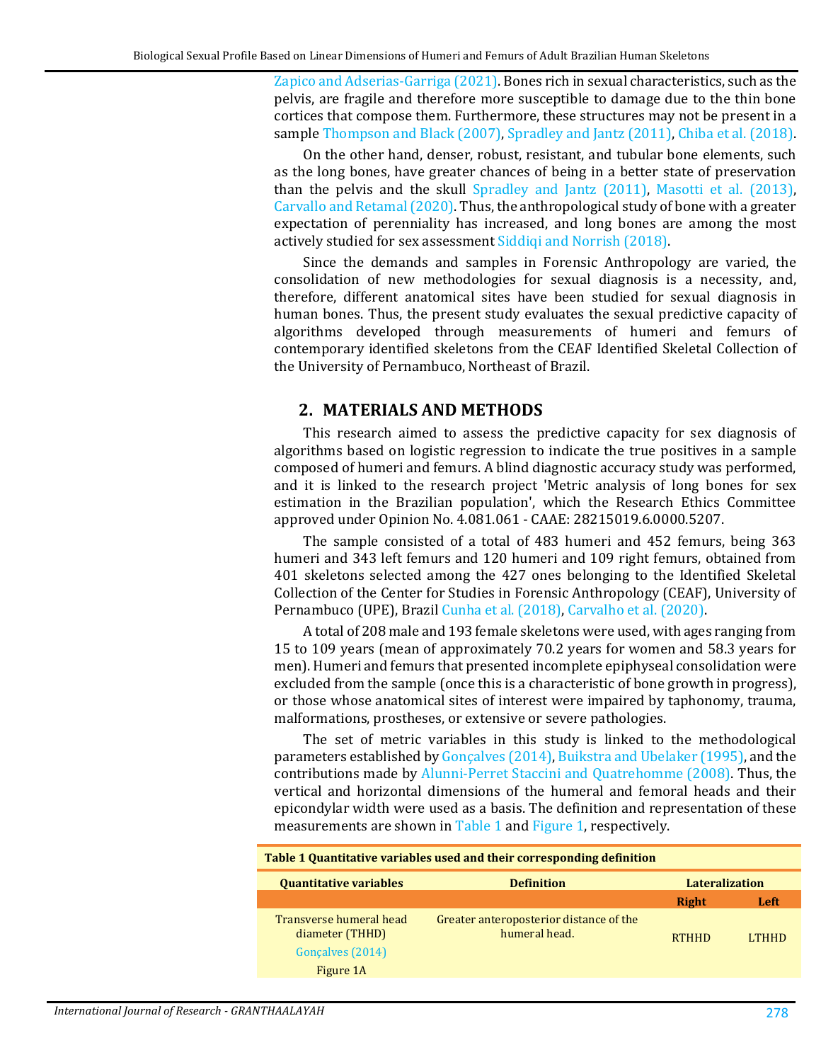Zapico and Adserias-Garriga (2021). Bones rich in sexual characteristics, such as the pelvis, are fragile and therefore more susceptible to damage due to the thin bone cortices that compose them. Furthermore, these structures may not be present in a sample Thompson and Black (2007), Spradley and Jantz (2011), Chiba et al. (2018).

On the other hand, denser, robust, resistant, and tubular bone elements, such as the long bones, have greater chances of being in a better state of preservation than the pelvis and the skull Spradley and Jantz (2011), Masotti et al. (2013), Carvallo and Retamal (2020). Thus, the anthropological study of bone with a greater expectation of perenniality has increased, and long bones are among the most actively studied for sex assessment Siddiqi and Norrish (2018).

Since the demands and samples in Forensic Anthropology are varied, the consolidation of new methodologies for sexual diagnosis is a necessity, and, therefore, different anatomical sites have been studied for sexual diagnosis in human bones. Thus, the present study evaluates the sexual predictive capacity of algorithms developed through measurements of humeri and femurs of contemporary identified skeletons from the CEAF Identified Skeletal Collection of the University of Pernambuco, Northeast of Brazil.

## 2. MATERIALS AND METHODS

This research aimed to assess the predictive capacity for sex diagnosis of algorithms based on logistic regression to indicate the true positives in a sample composed of humeri and femurs. A blind diagnostic accuracy study was performed, and it is linked to the research project 'Metric analysis of long bones for sex estimation in the Brazilian population', which the Research Ethics Committee approved under Opinion No. 4.081.061 - CAAE: 28215019.6.0000.5207.

The sample consisted of a total of 483 humeri and 452 femurs, being 363 humeri and 343 left femurs and 120 humeri and 109 right femurs, obtained from 401 skeletons selected among the 427 ones belonging to the Identified Skeletal Collection of the Center for Studies in Forensic Anthropology (CEAF), University of Pernambuco (UPE), Brazil Cunha et al. (2018), Carvalho et al. (2020).

A total of 208 male and 193 female skeletons were used, with ages ranging from 15 to 109 years (mean of approximately 70.2 years for women and 58.3 years for men). Humeri and femurs that presented incomplete epiphyseal consolidation were excluded from the sample (once this is a characteristic of bone growth in progress), or those whose anatomical sites of interest were impaired by taphonomy, trauma, malformations, prostheses, or extensive or severe pathologies.

The set of metric variables in this study is linked to the methodological parameters established by Gonçalves (2014), Buikstra and Ubelaker (1995), and the contributions made by Alunni-Perret Staccini and Quatrehomme (2008). Thus, the vertical and horizontal dimensions of the humeral and femoral heads and their epicondylar width were used as a basis. The definition and representation of these measurements are shown in Table 1 and Figure 1, respectively.

**Table 1 Quantitative variables used and their corresponding definition**

| Quantitative variables | Definition | Lateralization | |
|---|---|---|---|
| | | Right | Left |
| Transverse humeral head diameter (THHD) Gonçalves (2014) Figure 1A | Greater anteroposterior distance of the humeral head. | RTHHD | LTHHD |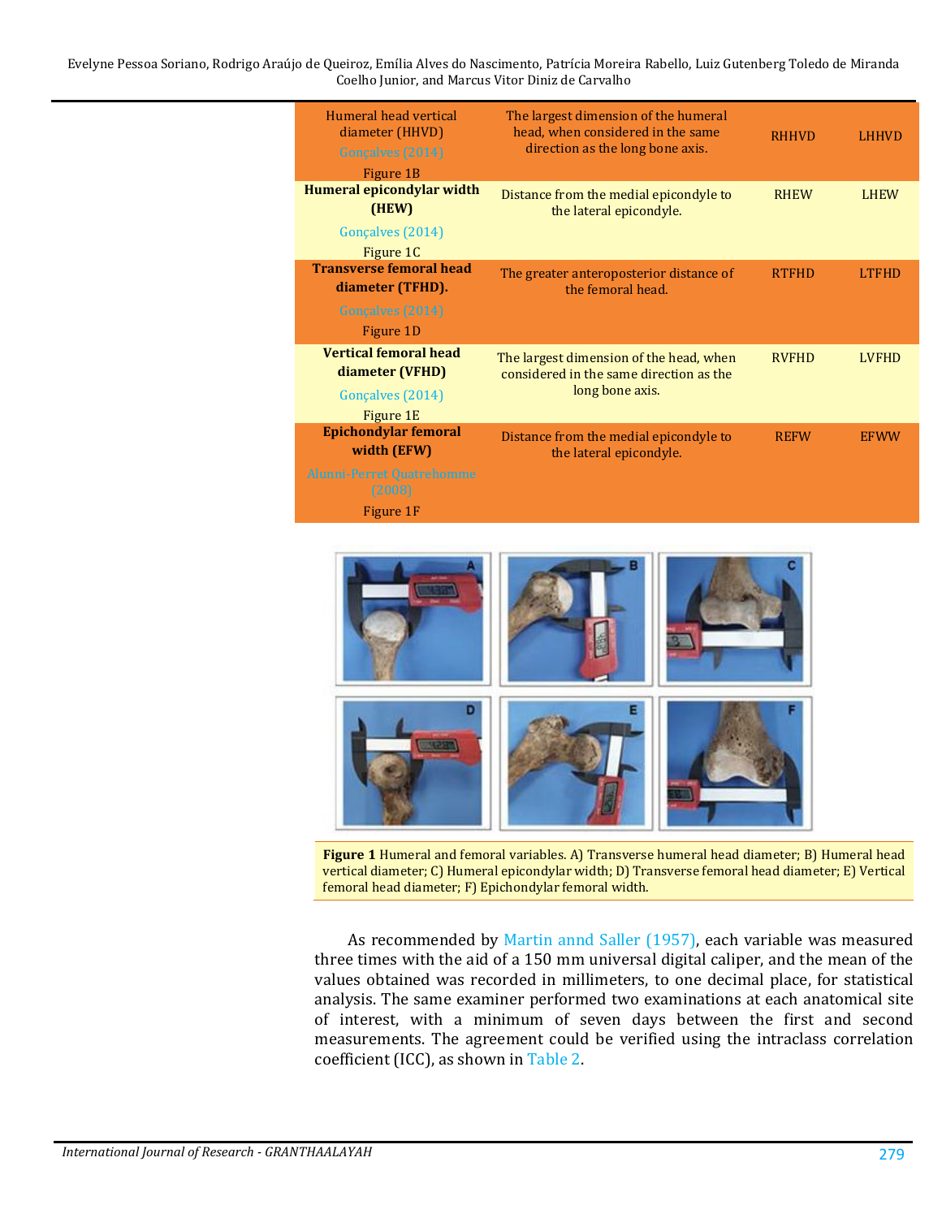| Humeral head vertical diameter (HHVD) Gonçalves (2014) Figure 1B | The largest dimension of the humeral head, when considered in the same direction as the long bone axis. | RHHVD | LHHVD |
|---|---|---|---|
| **Humeral epicondylar width (HEW)** Gonçalves (2014) Figure 1C | Distance from the medial epicondyle to the lateral epicondyle. | RHEW | LHEW |
| **Transverse femoral head diameter (TFHD).** Gonçalves (2014) Figure 1D | The greater anteroposterior distance of the femoral head. | RTFHD | LTFHD |
| **Vertical femoral head diameter (VFHD)** Gonçalves (2014) Figure 1E | The largest dimension of the head, when considered in the same direction as the long bone axis. | RVFHD | LVFHD |
| **Epichondylar femoral width (EFW)** Alunni-Perret Quatrehomme (2008) Figure 1F | Distance from the medial epicondyle to the lateral epicondyle. | REFW | EFWW |

**Figure 1** Humeral and femoral variables. A) Transverse humeral head diameter; B) Humeral head vertical diameter; C) Humeral epicondylar width; D) Transverse femoral head diameter; E) Vertical femoral head diameter; F) Epichondylar femoral width.

As recommended by Martin annd Saller (1957), each variable was measured three times with the aid of a 150 mm universal digital caliper, and the mean of the values obtained was recorded in millimeters, to one decimal place, for statistical analysis. The same examiner performed two examinations at each anatomical site of interest, with a minimum of seven days between the first and second measurements. The agreement could be verified using the intraclass correlation coefficient (ICC), as shown in Table 2.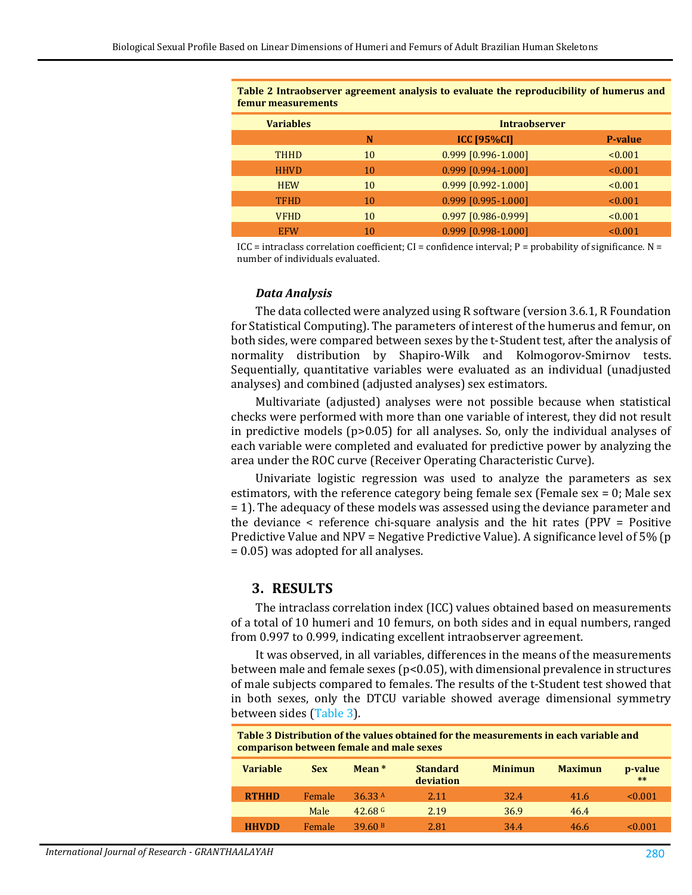**Table 2 Intraobserver agreement analysis to evaluate the reproducibility of humerus and femur measurements**

| Variables | Intraobserver | | |
|---|---|---|---|
| | N | ICC [95%CI] | P-value |
| THHD | 10 | 0.999 [0.996-1.000] | <0.001 |
| HHVD | 10 | 0.999 [0.994-1.000] | <0.001 |
| HEW | 10 | 0.999 [0.992-1.000] | <0.001 |
| TFHD | 10 | 0.999 [0.995-1.000] | <0.001 |
| VFHD | 10 | 0.997 [0.986-0.999] | <0.001 |
| EFW | 10 | 0.999 [0.998-1.000] | <0.001 |

ICC = intraclass correlation coefficient; CI = confidence interval; P = probability of significance. N = number of individuals evaluated.

### *Data Analysis*

The data collected were analyzed using R software (version 3.6.1, R Foundation for Statistical Computing). The parameters of interest of the humerus and femur, on both sides, were compared between sexes by the t-Student test, after the analysis of normality distribution by Shapiro-Wilk and Kolmogorov-Smirnov tests. Sequentially, quantitative variables were evaluated as an individual (unadjusted analyses) and combined (adjusted analyses) sex estimators.

Multivariate (adjusted) analyses were not possible because when statistical checks were performed with more than one variable of interest, they did not result in predictive models ($p>0.05$) for all analyses. So, only the individual analyses of each variable were completed and evaluated for predictive power by analyzing the area under the ROC curve (Receiver Operating Characteristic Curve).

Univariate logistic regression was used to analyze the parameters as sex estimators, with the reference category being female sex (Female sex = 0; Male sex = 1). The adequacy of these models was assessed using the deviance parameter and the deviance < reference chi-square analysis and the hit rates (PPV = Positive Predictive Value and NPV = Negative Predictive Value). A significance level of 5% ($p = 0.05$) was adopted for all analyses.

## 3. RESULTS

The intraclass correlation index (ICC) values obtained based on measurements of a total of 10 humeri and 10 femurs, on both sides and in equal numbers, ranged from 0.997 to 0.999, indicating excellent intraobserver agreement.

It was observed, in all variables, differences in the means of the measurements between male and female sexes ($p<0.05$), with dimensional prevalence in structures of male subjects compared to females. The results of the t-Student test showed that in both sexes, only the DTCU variable showed average dimensional symmetry between sides (Table 3).

**Table 3 Distribution of the values obtained for the measurements in each variable and comparison between female and male sexes**

| Variable | Sex | Mean * | Standard deviation | Minimun | Maximun | p-value ** |
|---|---|---|---|---|---|---|
| **RTHHD** | Female | 36.33 A | 2.11 | 32.4 | 41.6 | <0.001 |
| | Male | 42.68 G | 2.19 | 36.9 | 46.4 | |
| **HHVDD** | Female | 39.60 B | 2.81 | 34.4 | 46.6 | <0.001 |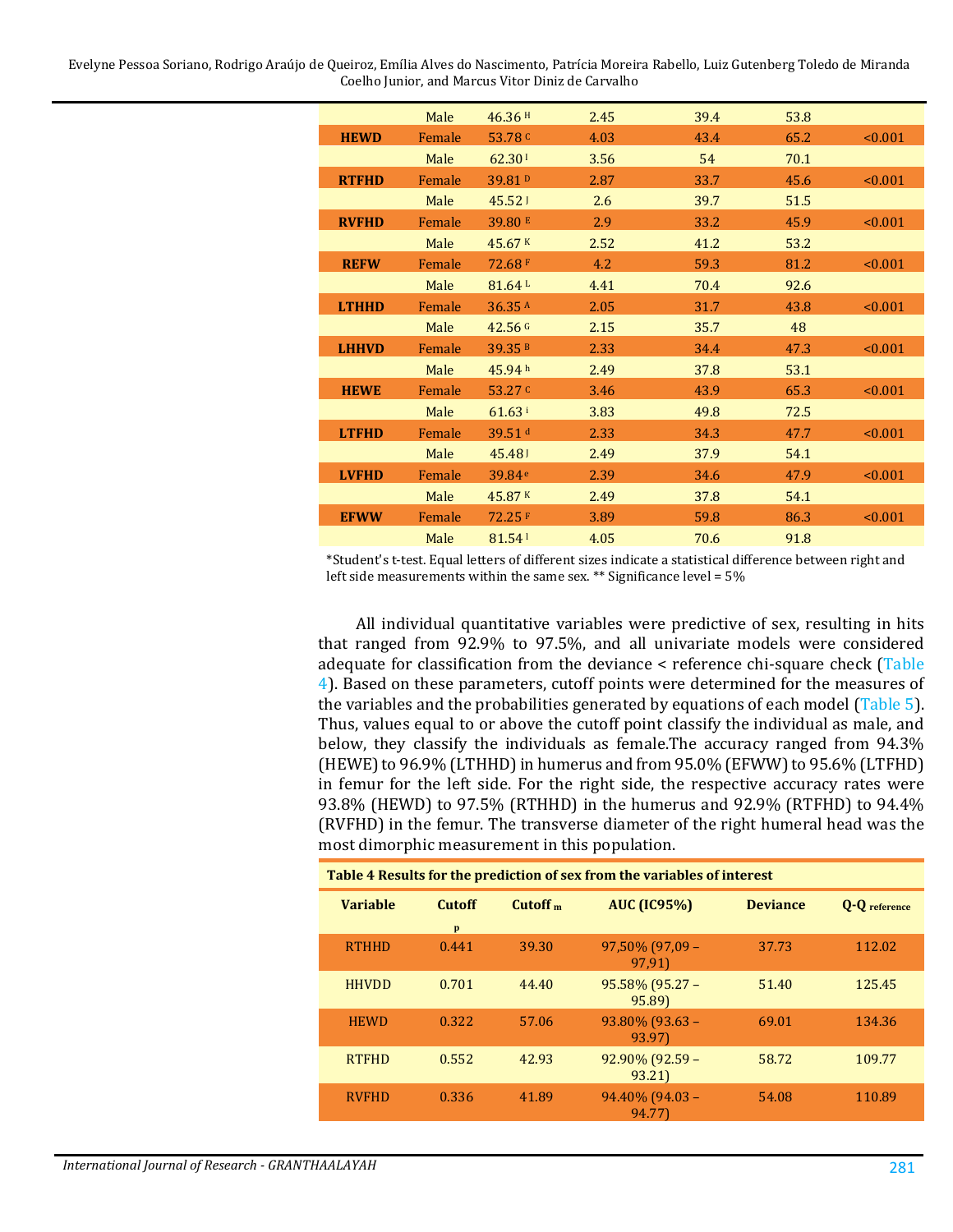| | Male | 46.36 [H] | 2.45 | 39.4 | 53.8 | |
|---|---|---|---|---|---|---|
| **HEWD** | Female | 53.78 [C] | 4.03 | 43.4 | 65.2 | <0.001 |
| | Male | 62.30 [I] | 3.56 | 54 | 70.1 | |
| **RTFHD** | Female | 39.81 [D] | 2.87 | 33.7 | 45.6 | <0.001 |
| | Male | 45.52 [J] | 2.6 | 39.7 | 51.5 | |
| **RVFHD** | Female | 39.80 [E] | 2.9 | 33.2 | 45.9 | <0.001 |
| | Male | 45.67 [K] | 2.52 | 41.2 | 53.2 | |
| **REFW** | Female | 72.68 [F] | 4.2 | 59.3 | 81.2 | <0.001 |
| | Male | 81.64 [L] | 4.41 | 70.4 | 92.6 | |
| **LTHHD** | Female | 36.35 [A] | 2.05 | 31.7 | 43.8 | <0.001 |
| | Male | 42.56 [G] | 2.15 | 35.7 | 48 | |
| **LHHVD** | Female | 39.35 [B] | 2.33 | 34.4 | 47.3 | <0.001 |
| | Male | 45.94 [h] | 2.49 | 37.8 | 53.1 | |
| **HEWE** | Female | 53.27 [C] | 3.46 | 43.9 | 65.3 | <0.001 |
| | Male | 61.63 [i] | 3.83 | 49.8 | 72.5 | |
| **LTFHD** | Female | 39.51 [d] | 2.33 | 34.3 | 47.7 | <0.001 |
| | Male | 45.48 [J] | 2.49 | 37.9 | 54.1 | |
| **LVFHD** | Female | 39.84 [e] | 2.39 | 34.6 | 47.9 | <0.001 |
| | Male | 45.87 [K] | 2.49 | 37.8 | 54.1 | |
| **EFWW** | Female | 72.25 [F] | 3.89 | 59.8 | 86.3 | <0.001 |
| | Male | 81.54 [l] | 4.05 | 70.6 | 91.8 | |

*Student's t-test. Equal letters of different sizes indicate a statistical difference between right and left side measurements within the same sex. ** Significance level = 5%

All individual quantitative variables were predictive of sex, resulting in hits that ranged from 92.9% to 97.5%, and all univariate models were considered adequate for classification from the deviance < reference chi-square check (Table 4). Based on these parameters, cutoff points were determined for the measures of the variables and the probabilities generated by equations of each model (Table 5). Thus, values equal to or above the cutoff point classify the individual as male, and below, they classify the individuals as female.The accuracy ranged from 94.3% (HEWE) to 96.9% (LTHHD) in humerus and from 95.0% (EFWW) to 95.6% (LTFHD) in femur for the left side. For the right side, the respective accuracy rates were 93.8% (HEWD) to 97.5% (RTHHD) in the humerus and 92.9% (RTFHD) to 94.4% (RVFHD) in the femur. The transverse diameter of the right humeral head was the most dimorphic measurement in this population.

**Table 4 Results for the prediction of sex from the variables of interest**

| Variable | Cutoff $_p$ | Cutoff $_m$ | AUC (IC95%) | Deviance | Q-Q $_{reference}$ |
|---|---|---|---|---|---|
| RTHHD | 0.441 | 39.30 | 97,50% (97,09 – 97,91) | 37.73 | 112.02 |
| HHVDD | 0.701 | 44.40 | 95.58% (95.27 – 95.89) | 51.40 | 125.45 |
| HEWD | 0.322 | 57.06 | 93.80% (93.63 – 93.97) | 69.01 | 134.36 |
| RTFHD | 0.552 | 42.93 | 92.90% (92.59 – 93.21) | 58.72 | 109.77 |
| RVFHD | 0.336 | 41.89 | 94.40% (94.03 – 94.77) | 54.08 | 110.89 |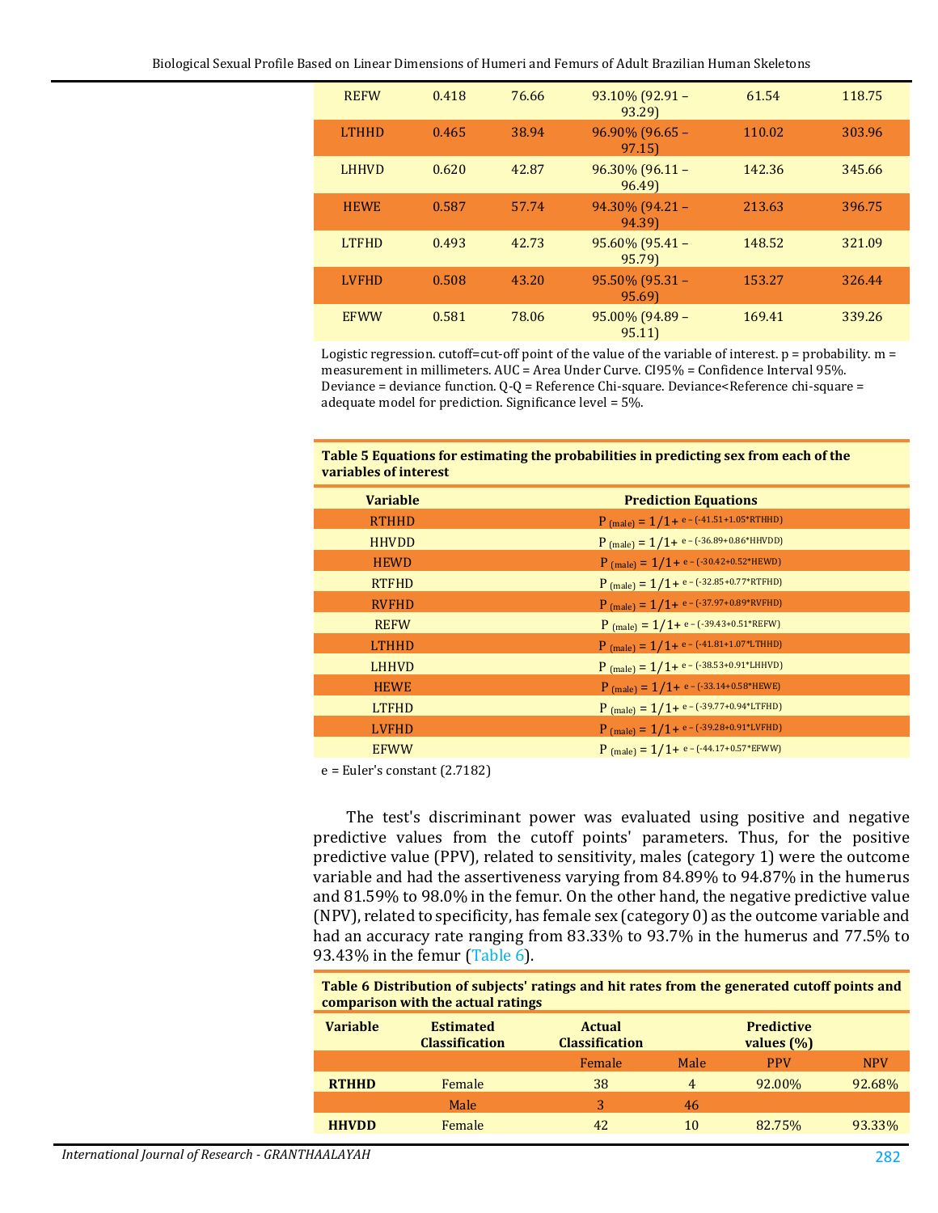| REFW | 0.418 | 76.66 | 93.10% (92.91 – 93.29) | 61.54 | 118.75 |
|---|---|---|---|---|---|
| LTHHD | 0.465 | 38.94 | 96.90% (96.65 – 97.15) | 110.02 | 303.96 |
| LHHVD | 0.620 | 42.87 | 96.30% (96.11 – 96.49) | 142.36 | 345.66 |
| HEWE | 0.587 | 57.74 | 94.30% (94.21 – 94.39) | 213.63 | 396.75 |
| LTFHD | 0.493 | 42.73 | 95.60% (95.41 – 95.79) | 148.52 | 321.09 |
| LVFHD | 0.508 | 43.20 | 95.50% (95.31 – 95.69) | 153.27 | 326.44 |
| EFWW | 0.581 | 78.06 | 95.00% (94.89 – 95.11) | 169.41 | 339.26 |

Logistic regression. cutoff=cut-off point of the value of the variable of interest. p = probability. m = measurement in millimeters. AUC = Area Under Curve. CI95% = Confidence Interval 95%. Deviance = deviance function. Q-Q = Reference Chi-square. Deviance<Reference chi-square = adequate model for prediction. Significance level = 5%.

**Table 5 Equations for estimating the probabilities in predicting sex from each of the variables of interest**

| Variable | Prediction Equations |
|---|---|
| RTHHD | $P_{(male)} = 1/1+ e^{-(-41.51+1.05*RTHHD)}$ |
| HHVDD | $P_{(male)} = 1/1+ e^{-(-36.89+0.86*HHVDD)}$ |
| HEWD | $P_{(male)} = 1/1+ e^{-(-30.42+0.52*HEWD)}$ |
| RTFHD | $P_{(male)} = 1/1+ e^{-(-32.85+0.77*RTFHD)}$ |
| RVFHD | $P_{(male)} = 1/1+ e^{-(-37.97+0.89*RVFHD)}$ |
| REFW | $P_{(male)} = 1/1+ e^{-(-39.43+0.51*REFW)}$ |
| LTHHD | $P_{(male)} = 1/1+ e^{-(-41.81+1.07*LTHHD)}$ |
| LHHVD | $P_{(male)} = 1/1+ e^{-(-38.53+0.91*LHHVD)}$ |
| HEWE | $P_{(male)} = 1/1+ e^{-(-33.14+0.58*HEWE)}$ |
| LTFHD | $P_{(male)} = 1/1+ e^{-(-39.77+0.94*LTFHD)}$ |
| LVFHD | $P_{(male)} = 1/1+ e^{-(-39.28+0.91*LVFHD)}$ |
| EFWW | $P_{(male)} = 1/1+ e^{-(-44.17+0.57*EFWW)}$ |

e = Euler's constant (2.7182)

The test's discriminant power was evaluated using positive and negative predictive values from the cutoff points' parameters. Thus, for the positive predictive value (PPV), related to sensitivity, males (category 1) were the outcome variable and had the assertiveness varying from 84.89% to 94.87% in the humerus and 81.59% to 98.0% in the femur. On the other hand, the negative predictive value (NPV), related to specificity, has female sex (category 0) as the outcome variable and had an accuracy rate ranging from 83.33% to 93.7% in the humerus and 77.5% to 93.43% in the femur (Table 6).

**Table 6 Distribution of subjects' ratings and hit rates from the generated cutoff points and comparison with the actual ratings**

| Variable | Estimated Classification | Actual Classification | | Predictive values (%) | |
|---|---|---|---|---|---|
| | | Female | Male | PPV | NPV |
| **RTHHD** | Female | 38 | 4 | 92.00% | 92.68% |
| | Male | 3 | 46 | | |
| **HHVDD** | Female | 42 | 10 | 82.75% | 93.33% |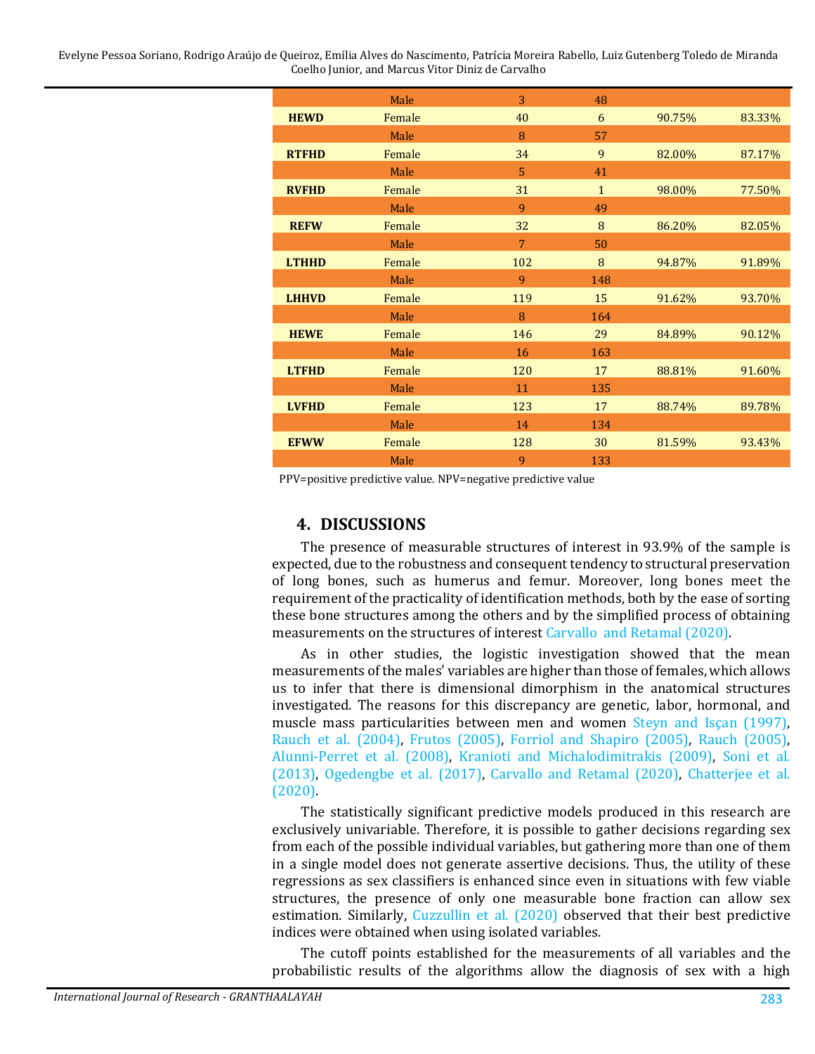| | Male | 3 | 48 | | |
|---|---|---|---|---|---|
| **HEWD** | Female | 40 | 6 | 90.75% | 83.33% |
| | Male | 8 | 57 | | |
| **RTFHD** | Female | 34 | 9 | 82.00% | 87.17% |
| | Male | 5 | 41 | | |
| **RVFHD** | Female | 31 | 1 | 98.00% | 77.50% |
| | Male | 9 | 49 | | |
| **REFW** | Female | 32 | 8 | 86.20% | 82.05% |
| | Male | 7 | 50 | | |
| **LTHHD** | Female | 102 | 8 | 94.87% | 91.89% |
| | Male | 9 | 148 | | |
| **LHHVD** | Female | 119 | 15 | 91.62% | 93.70% |
| | Male | 8 | 164 | | |
| **HEWE** | Female | 146 | 29 | 84.89% | 90.12% |
| | Male | 16 | 163 | | |
| **LTFHD** | Female | 120 | 17 | 88.81% | 91.60% |
| | Male | 11 | 135 | | |
| **LVFHD** | Female | 123 | 17 | 88.74% | 89.78% |
| | Male | 14 | 134 | | |
| **EFWW** | Female | 128 | 30 | 81.59% | 93.43% |
| | Male | 9 | 133 | | |

PPV=positive predictive value. NPV=negative predictive value

## 4. DISCUSSIONS

The presence of measurable structures of interest in 93.9% of the sample is expected, due to the robustness and consequent tendency to structural preservation of long bones, such as humerus and femur. Moreover, long bones meet the requirement of the practicality of identification methods, both by the ease of sorting these bone structures among the others and by the simplified process of obtaining measurements on the structures of interest Carvallo and Retamal (2020).

As in other studies, the logistic investigation showed that the mean measurements of the males' variables are higher than those of females, which allows us to infer that there is dimensional dimorphism in the anatomical structures investigated. The reasons for this discrepancy are genetic, labor, hormonal, and muscle mass particularities between men and women Steyn and Işçan (1997), Rauch et al. (2004), Frutos (2005), Forriol and Shapiro (2005), Rauch (2005), Alunni-Perret et al. (2008), Kranioti and Michalodimitrakis (2009), Soni et al. (2013), Ogedengbe et al. (2017), Carvallo and Retamal (2020), Chatterjee et al. (2020).

The statistically significant predictive models produced in this research are exclusively univariable. Therefore, it is possible to gather decisions regarding sex from each of the possible individual variables, but gathering more than one of them in a single model does not generate assertive decisions. Thus, the utility of these regressions as sex classifiers is enhanced since even in situations with few viable structures, the presence of only one measurable bone fraction can allow sex estimation. Similarly, Cuzzullin et al. (2020) observed that their best predictive indices were obtained when using isolated variables.

The cutoff points established for the measurements of all variables and the probabilistic results of the algorithms allow the diagnosis of sex with a high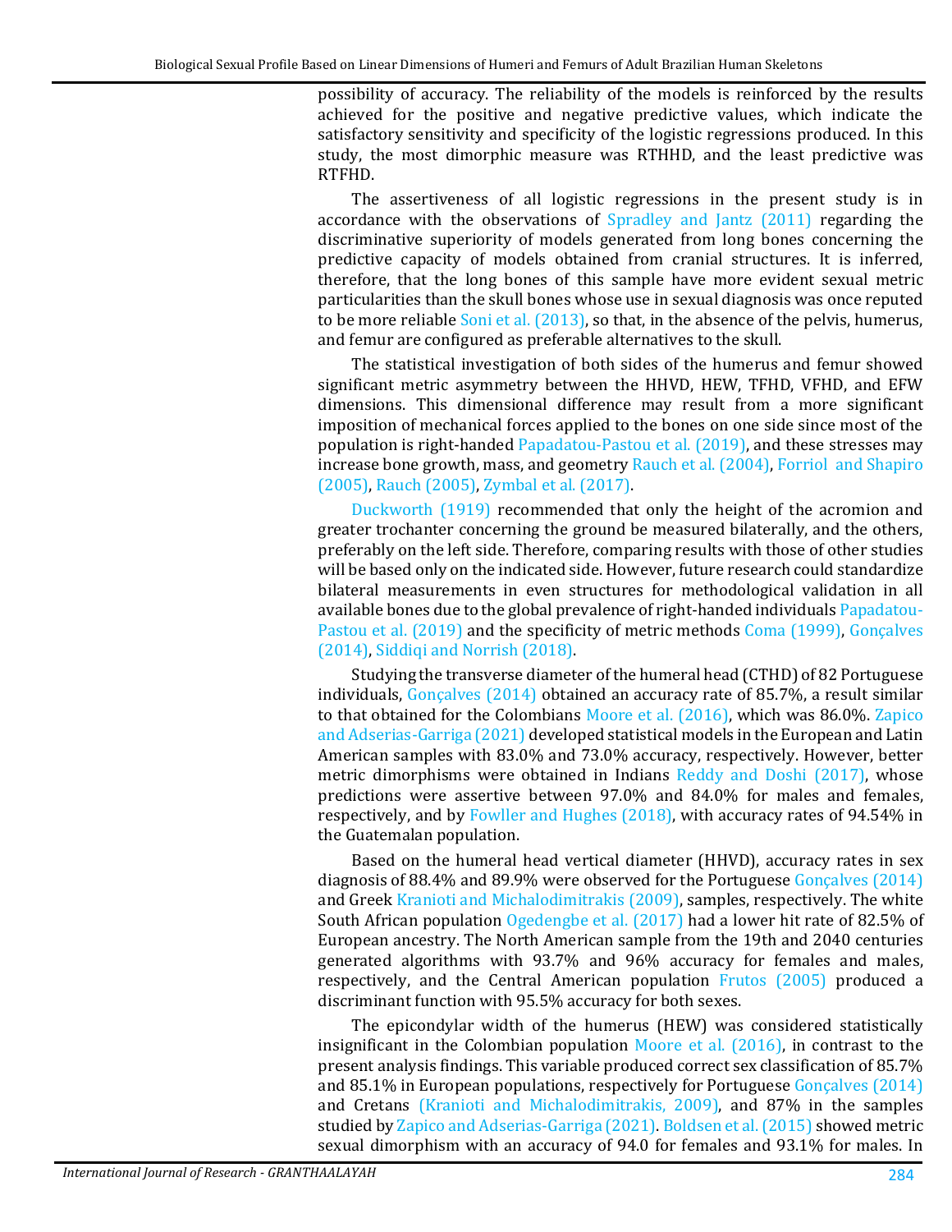possibility of accuracy. The reliability of the models is reinforced by the results achieved for the positive and negative predictive values, which indicate the satisfactory sensitivity and specificity of the logistic regressions produced. In this study, the most dimorphic measure was RTHHD, and the least predictive was RTFHD.

The assertiveness of all logistic regressions in the present study is in accordance with the observations of Spradley and Jantz (2011) regarding the discriminative superiority of models generated from long bones concerning the predictive capacity of models obtained from cranial structures. It is inferred, therefore, that the long bones of this sample have more evident sexual metric particularities than the skull bones whose use in sexual diagnosis was once reputed to be more reliable Soni et al. (2013), so that, in the absence of the pelvis, humerus, and femur are configured as preferable alternatives to the skull.

The statistical investigation of both sides of the humerus and femur showed significant metric asymmetry between the HHVD, HEW, TFHD, VFHD, and EFW dimensions. This dimensional difference may result from a more significant imposition of mechanical forces applied to the bones on one side since most of the population is right-handed Papadatou-Pastou et al. (2019), and these stresses may increase bone growth, mass, and geometry Rauch et al. (2004), Forriol and Shapiro (2005), Rauch (2005), Zymbal et al. (2017).

Duckworth (1919) recommended that only the height of the acromion and greater trochanter concerning the ground be measured bilaterally, and the others, preferably on the left side. Therefore, comparing results with those of other studies will be based only on the indicated side. However, future research could standardize bilateral measurements in even structures for methodological validation in all available bones due to the global prevalence of right-handed individuals Papadatou-Pastou et al. (2019) and the specificity of metric methods Coma (1999), Gonçalves (2014), Siddiqi and Norrish (2018).

Studying the transverse diameter of the humeral head (CTHD) of 82 Portuguese individuals, Gonçalves (2014) obtained an accuracy rate of 85.7%, a result similar to that obtained for the Colombians Moore et al. (2016), which was 86.0%. Zapico and Adserias-Garriga (2021) developed statistical models in the European and Latin American samples with 83.0% and 73.0% accuracy, respectively. However, better metric dimorphisms were obtained in Indians Reddy and Doshi (2017), whose predictions were assertive between 97.0% and 84.0% for males and females, respectively, and by Fowller and Hughes (2018), with accuracy rates of 94.54% in the Guatemalan population.

Based on the humeral head vertical diameter (HHVD), accuracy rates in sex diagnosis of 88.4% and 89.9% were observed for the Portuguese Gonçalves (2014) and Greek Kranioti and Michalodimitrakis (2009), samples, respectively. The white South African population Ogedengbe et al. (2017) had a lower hit rate of 82.5% of European ancestry. The North American sample from the 19th and 2040 centuries generated algorithms with 93.7% and 96% accuracy for females and males, respectively, and the Central American population Frutos (2005) produced a discriminant function with 95.5% accuracy for both sexes.

The epicondylar width of the humerus (HEW) was considered statistically insignificant in the Colombian population Moore et al. (2016), in contrast to the present analysis findings. This variable produced correct sex classification of 85.7% and 85.1% in European populations, respectively for Portuguese Gonçalves (2014) and Cretans (Kranioti and Michalodimitrakis, 2009), and 87% in the samples studied by Zapico and Adserias-Garriga (2021). Boldsen et al. (2015) showed metric sexual dimorphism with an accuracy of 94.0 for females and 93.1% for males. In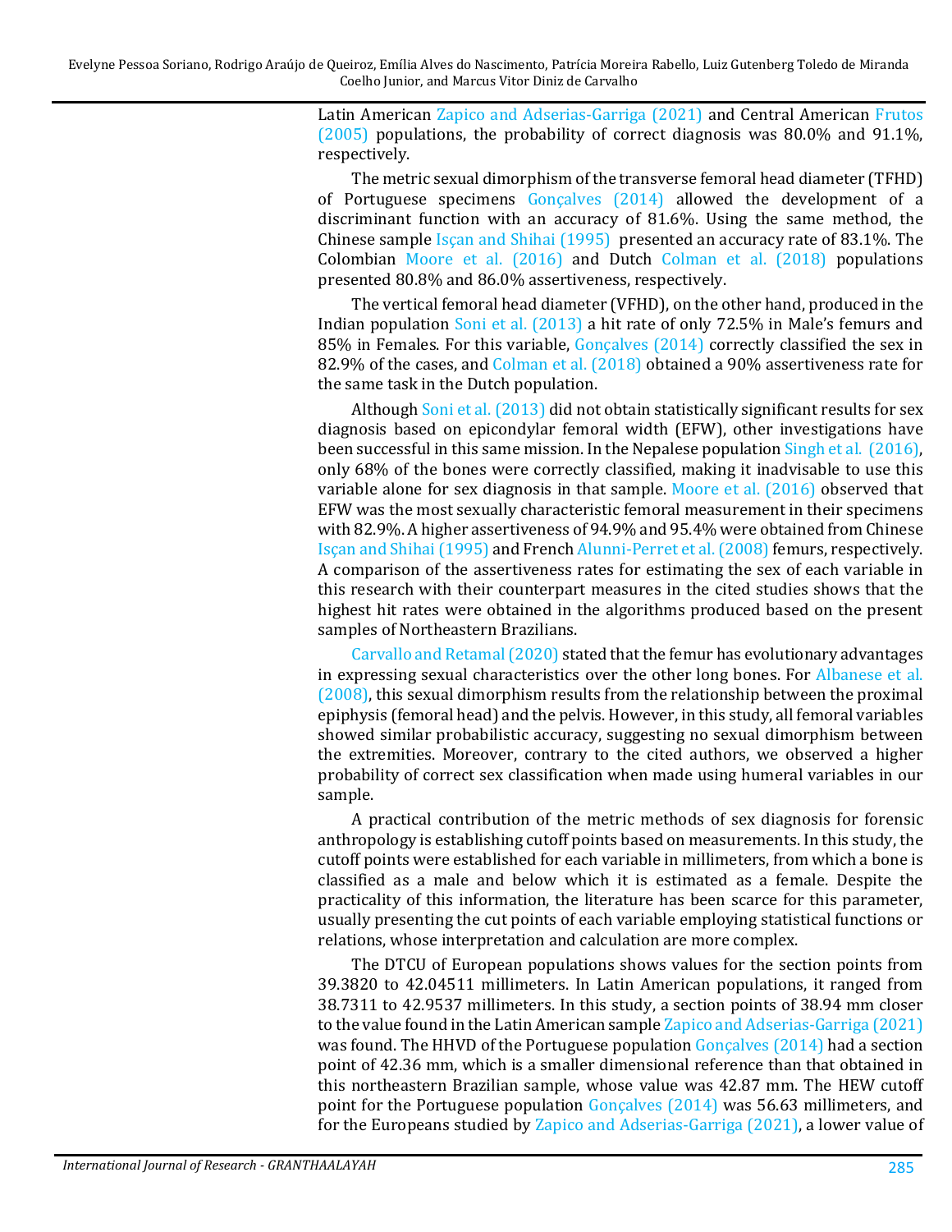Latin American Zapico and Adserias-Garriga (2021) and Central American Frutos (2005) populations, the probability of correct diagnosis was 80.0% and 91.1%, respectively.

The metric sexual dimorphism of the transverse femoral head diameter (TFHD) of Portuguese specimens Gonçalves (2014) allowed the development of a discriminant function with an accuracy of 81.6%. Using the same method, the Chinese sample Isçan and Shihai (1995) presented an accuracy rate of 83.1%. The Colombian Moore et al. (2016) and Dutch Colman et al. (2018) populations presented 80.8% and 86.0% assertiveness, respectively.

The vertical femoral head diameter (VFHD), on the other hand, produced in the Indian population Soni et al. (2013) a hit rate of only 72.5% in Male's femurs and 85% in Females. For this variable, Gonçalves (2014) correctly classified the sex in 82.9% of the cases, and Colman et al. (2018) obtained a 90% assertiveness rate for the same task in the Dutch population.

Although Soni et al. (2013) did not obtain statistically significant results for sex diagnosis based on epicondylar femoral width (EFW), other investigations have been successful in this same mission. In the Nepalese population Singh et al. (2016), only 68% of the bones were correctly classified, making it inadvisable to use this variable alone for sex diagnosis in that sample. Moore et al. (2016) observed that EFW was the most sexually characteristic femoral measurement in their specimens with 82.9%. A higher assertiveness of 94.9% and 95.4% were obtained from Chinese Isçan and Shihai (1995) and French Alunni-Perret et al. (2008) femurs, respectively. A comparison of the assertiveness rates for estimating the sex of each variable in this research with their counterpart measures in the cited studies shows that the highest hit rates were obtained in the algorithms produced based on the present samples of Northeastern Brazilians.

Carvallo and Retamal (2020) stated that the femur has evolutionary advantages in expressing sexual characteristics over the other long bones. For Albanese et al. (2008), this sexual dimorphism results from the relationship between the proximal epiphysis (femoral head) and the pelvis. However, in this study, all femoral variables showed similar probabilistic accuracy, suggesting no sexual dimorphism between the extremities. Moreover, contrary to the cited authors, we observed a higher probability of correct sex classification when made using humeral variables in our sample.

A practical contribution of the metric methods of sex diagnosis for forensic anthropology is establishing cutoff points based on measurements. In this study, the cutoff points were established for each variable in millimeters, from which a bone is classified as a male and below which it is estimated as a female. Despite the practicality of this information, the literature has been scarce for this parameter, usually presenting the cut points of each variable employing statistical functions or relations, whose interpretation and calculation are more complex.

The DTCU of European populations shows values for the section points from 39.3820 to 42.04511 millimeters. In Latin American populations, it ranged from 38.7311 to 42.9537 millimeters. In this study, a section points of 38.94 mm closer to the value found in the Latin American sample Zapico and Adserias-Garriga (2021) was found. The HHVD of the Portuguese population Gonçalves (2014) had a section point of 42.36 mm, which is a smaller dimensional reference than that obtained in this northeastern Brazilian sample, whose value was 42.87 mm. The HEW cutoff point for the Portuguese population Gonçalves (2014) was 56.63 millimeters, and for the Europeans studied by Zapico and Adserias-Garriga (2021), a lower value of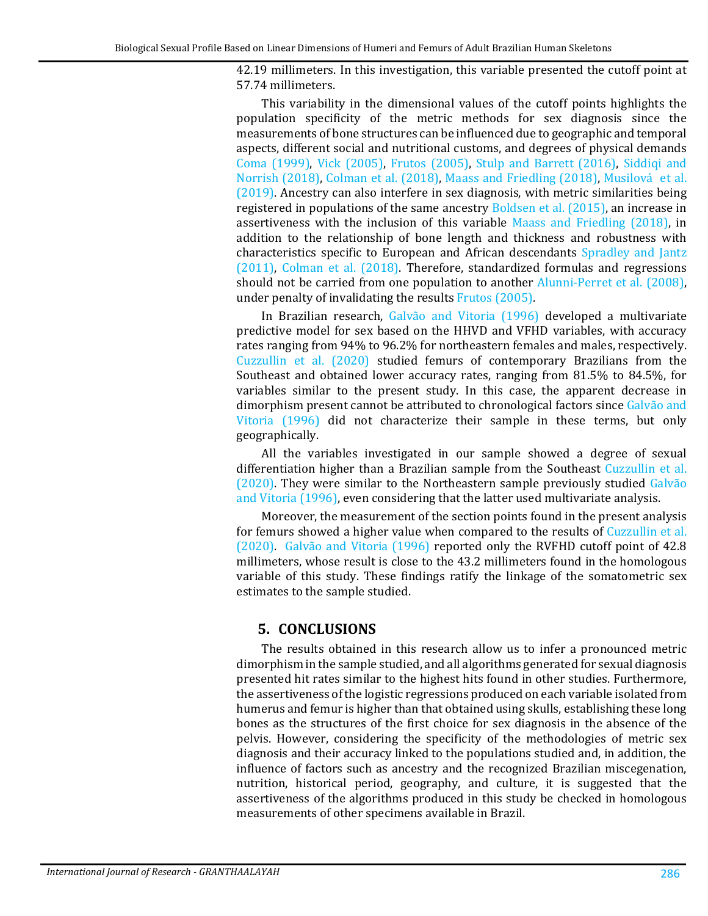42.19 millimeters. In this investigation, this variable presented the cutoff point at 57.74 millimeters.

This variability in the dimensional values of the cutoff points highlights the population specificity of the metric methods for sex diagnosis since the measurements of bone structures can be influenced due to geographic and temporal aspects, different social and nutritional customs, and degrees of physical demands Coma (1999), Vick (2005), Frutos (2005), Stulp and Barrett (2016), Siddiqi and Norrish (2018), Colman et al. (2018), Maass and Friedling (2018), Musilová et al. (2019). Ancestry can also interfere in sex diagnosis, with metric similarities being registered in populations of the same ancestry Boldsen et al. (2015), an increase in assertiveness with the inclusion of this variable Maass and Friedling (2018), in addition to the relationship of bone length and thickness and robustness with characteristics specific to European and African descendants Spradley and Jantz (2011), Colman et al. (2018). Therefore, standardized formulas and regressions should not be carried from one population to another Alunni-Perret et al. (2008), under penalty of invalidating the results Frutos (2005).

In Brazilian research, Galvão and Vitoria (1996) developed a multivariate predictive model for sex based on the HHVD and VFHD variables, with accuracy rates ranging from 94% to 96.2% for northeastern females and males, respectively. Cuzzullin et al. (2020) studied femurs of contemporary Brazilians from the Southeast and obtained lower accuracy rates, ranging from 81.5% to 84.5%, for variables similar to the present study. In this case, the apparent decrease in dimorphism present cannot be attributed to chronological factors since Galvão and Vitoria (1996) did not characterize their sample in these terms, but only geographically.

All the variables investigated in our sample showed a degree of sexual differentiation higher than a Brazilian sample from the Southeast Cuzzullin et al. (2020). They were similar to the Northeastern sample previously studied Galvão and Vitoria (1996), even considering that the latter used multivariate analysis.

Moreover, the measurement of the section points found in the present analysis for femurs showed a higher value when compared to the results of Cuzzullin et al. (2020). Galvão and Vitoria (1996) reported only the RVFHD cutoff point of 42.8 millimeters, whose result is close to the 43.2 millimeters found in the homologous variable of this study. These findings ratify the linkage of the somatometric sex estimates to the sample studied.

## 5. CONCLUSIONS

The results obtained in this research allow us to infer a pronounced metric dimorphism in the sample studied, and all algorithms generated for sexual diagnosis presented hit rates similar to the highest hits found in other studies. Furthermore, the assertiveness of the logistic regressions produced on each variable isolated from humerus and femur is higher than that obtained using skulls, establishing these long bones as the structures of the first choice for sex diagnosis in the absence of the pelvis. However, considering the specificity of the methodologies of metric sex diagnosis and their accuracy linked to the populations studied and, in addition, the influence of factors such as ancestry and the recognized Brazilian miscegenation, nutrition, historical period, geography, and culture, it is suggested that the assertiveness of the algorithms produced in this study be checked in homologous measurements of other specimens available in Brazil.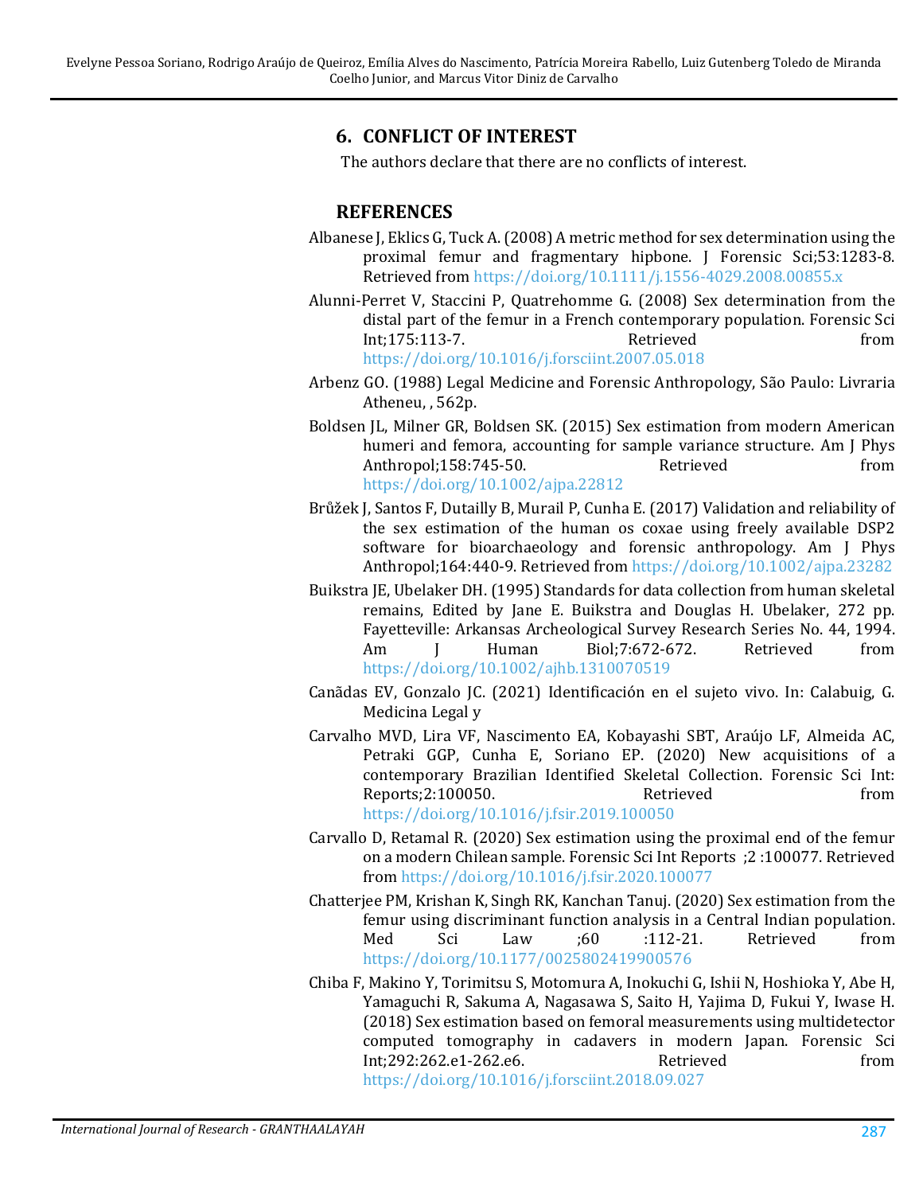## 6. CONFLICT OF INTEREST

The authors declare that there are no conflicts of interest.

## REFERENCES

Albanese J, Eklics G, Tuck A. (2008) A metric method for sex determination using the proximal femur and fragmentary hipbone. J Forensic Sci;53:1283-8. Retrieved from https://doi.org/10.1111/j.1556-4029.2008.00855.x

Alunni-Perret V, Staccini P, Quatrehomme G. (2008) Sex determination from the distal part of the femur in a French contemporary population. Forensic Sci Int;175:113-7. Retrieved from https://doi.org/10.1016/j.forsciint.2007.05.018

Arbenz GO. (1988) Legal Medicine and Forensic Anthropology, São Paulo: Livraria Atheneu, , 562p.

Boldsen JL, Milner GR, Boldsen SK. (2015) Sex estimation from modern American humeri and femora, accounting for sample variance structure. Am J Phys Anthropol;158:745-50. Retrieved from https://doi.org/10.1002/ajpa.22812

Brůžek J, Santos F, Dutailly B, Murail P, Cunha E. (2017) Validation and reliability of the sex estimation of the human os coxae using freely available DSP2 software for bioarchaeology and forensic anthropology. Am J Phys Anthropol;164:440-9. Retrieved from https://doi.org/10.1002/ajpa.23282

Buikstra JE, Ubelaker DH. (1995) Standards for data collection from human skeletal remains, Edited by Jane E. Buikstra and Douglas H. Ubelaker, 272 pp. Fayetteville: Arkansas Archeological Survey Research Series No. 44, 1994. Am J Human Biol;7:672-672. Retrieved from https://doi.org/10.1002/ajhb.1310070519

Canãdas EV, Gonzalo JC. (2021) Identificación en el sujeto vivo. In: Calabuig, G. Medicina Legal y

Carvalho MVD, Lira VF, Nascimento EA, Kobayashi SBT, Araújo LF, Almeida AC, Petraki GGP, Cunha E, Soriano EP. (2020) New acquisitions of a contemporary Brazilian Identified Skeletal Collection. Forensic Sci Int: Reports;2:100050. Retrieved from https://doi.org/10.1016/j.fsir.2019.100050

Carvallo D, Retamal R. (2020) Sex estimation using the proximal end of the femur on a modern Chilean sample. Forensic Sci Int Reports ;2 :100077. Retrieved from https://doi.org/10.1016/j.fsir.2020.100077

Chatterjee PM, Krishan K, Singh RK, Kanchan Tanuj. (2020) Sex estimation from the femur using discriminant function analysis in a Central Indian population. Med Sci Law ;60 :112-21. Retrieved from https://doi.org/10.1177/0025802419900576

Chiba F, Makino Y, Torimitsu S, Motomura A, Inokuchi G, Ishii N, Hoshioka Y, Abe H, Yamaguchi R, Sakuma A, Nagasawa S, Saito H, Yajima D, Fukui Y, Iwase H. (2018) Sex estimation based on femoral measurements using multidetector computed tomography in cadavers in modern Japan. Forensic Sci Int;292:262.e1-262.e6. Retrieved from https://doi.org/10.1016/j.forsciint.2018.09.027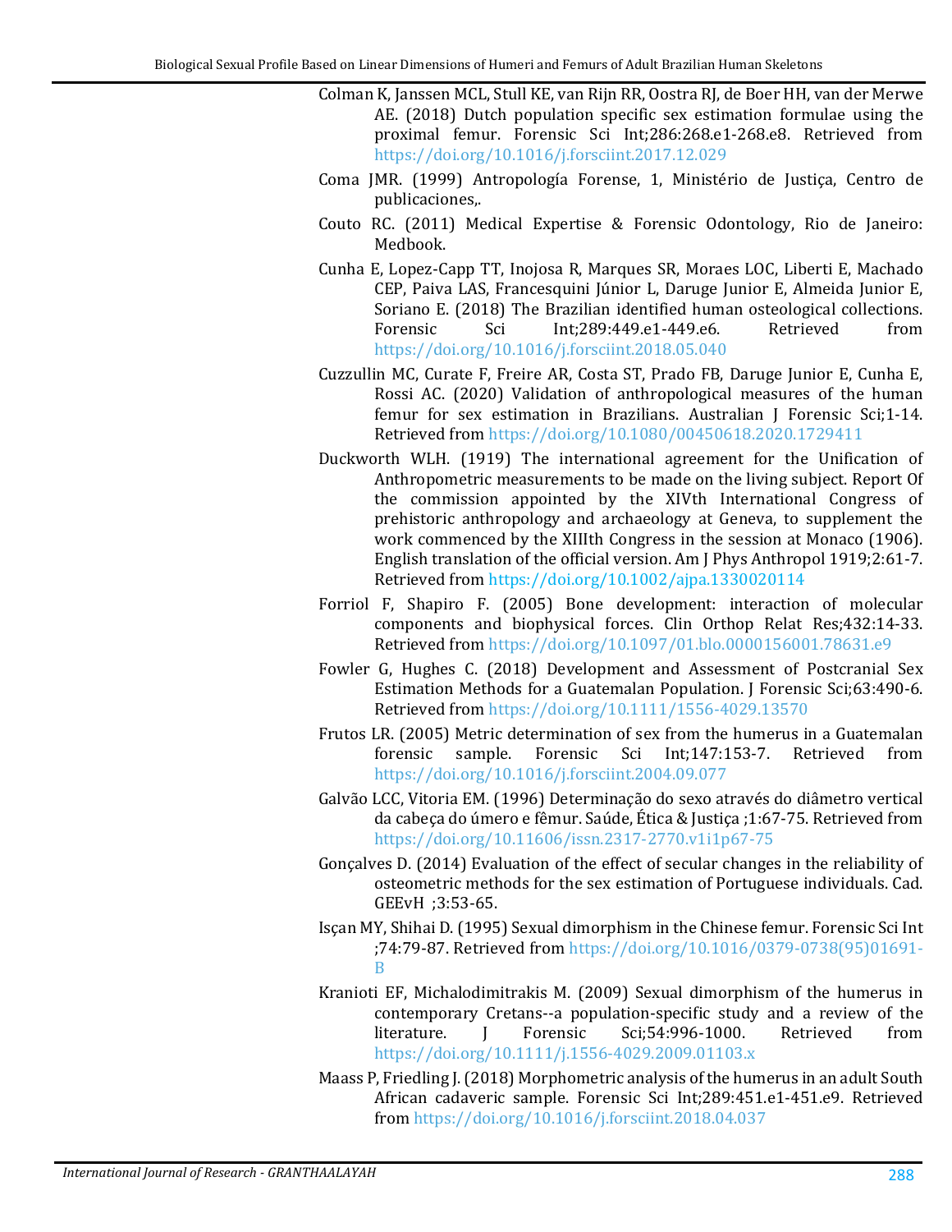Colman K, Janssen MCL, Stull KE, van Rijn RR, Oostra RJ, de Boer HH, van der Merwe AE. (2018) Dutch population specific sex estimation formulae using the proximal femur. Forensic Sci Int;286:268.e1-268.e8. Retrieved from https://doi.org/10.1016/j.forsciint.2017.12.029

Coma JMR. (1999) Antropología Forense, 1, Ministério de Justiça, Centro de publicaciones,.

Couto RC. (2011) Medical Expertise & Forensic Odontology, Rio de Janeiro: Medbook.

Cunha E, Lopez-Capp TT, Inojosa R, Marques SR, Moraes LOC, Liberti E, Machado CEP, Paiva LAS, Francesquini Júnior L, Daruge Junior E, Almeida Junior E, Soriano E. (2018) The Brazilian identified human osteological collections. Forensic Sci Int;289:449.e1-449.e6. Retrieved from https://doi.org/10.1016/j.forsciint.2018.05.040

Cuzzullin MC, Curate F, Freire AR, Costa ST, Prado FB, Daruge Junior E, Cunha E, Rossi AC. (2020) Validation of anthropological measures of the human femur for sex estimation in Brazilians. Australian J Forensic Sci;1-14. Retrieved from https://doi.org/10.1080/00450618.2020.1729411

Duckworth WLH. (1919) The international agreement for the Unification of Anthropometric measurements to be made on the living subject. Report Of the commission appointed by the XIVth International Congress of prehistoric anthropology and archaeology at Geneva, to supplement the work commenced by the XIIIth Congress in the session at Monaco (1906). English translation of the official version. Am J Phys Anthropol 1919;2:61-7. Retrieved from https://doi.org/10.1002/ajpa.1330020114

Forriol F, Shapiro F. (2005) Bone development: interaction of molecular components and biophysical forces. Clin Orthop Relat Res;432:14-33. Retrieved from https://doi.org/10.1097/01.blo.0000156001.78631.e9

Fowler G, Hughes C. (2018) Development and Assessment of Postcranial Sex Estimation Methods for a Guatemalan Population. J Forensic Sci;63:490-6. Retrieved from https://doi.org/10.1111/1556-4029.13570

Frutos LR. (2005) Metric determination of sex from the humerus in a Guatemalan forensic sample. Forensic Sci Int;147:153-7. Retrieved from https://doi.org/10.1016/j.forsciint.2004.09.077

Galvão LCC, Vitoria EM. (1996) Determinação do sexo através do diâmetro vertical da cabeça do úmero e fêmur. Saúde, Ética & Justiça ;1:67-75. Retrieved from https://doi.org/10.11606/issn.2317-2770.v1i1p67-75

Gonçalves D. (2014) Evaluation of the effect of secular changes in the reliability of osteometric methods for the sex estimation of Portuguese individuals. Cad. GEEvH ;3:53-65.

Işcan MY, Shihai D. (1995) Sexual dimorphism in the Chinese femur. Forensic Sci Int ;74:79-87. Retrieved from https://doi.org/10.1016/0379-0738(95)01691-B

Kranioti EF, Michalodimitrakis M. (2009) Sexual dimorphism of the humerus in contemporary Cretans--a population-specific study and a review of the literature. J Forensic Sci;54:996-1000. Retrieved from https://doi.org/10.1111/j.1556-4029.2009.01103.x

Maass P, Friedling J. (2018) Morphometric analysis of the humerus in an adult South African cadaveric sample. Forensic Sci Int;289:451.e1-451.e9. Retrieved from https://doi.org/10.1016/j.forsciint.2018.04.037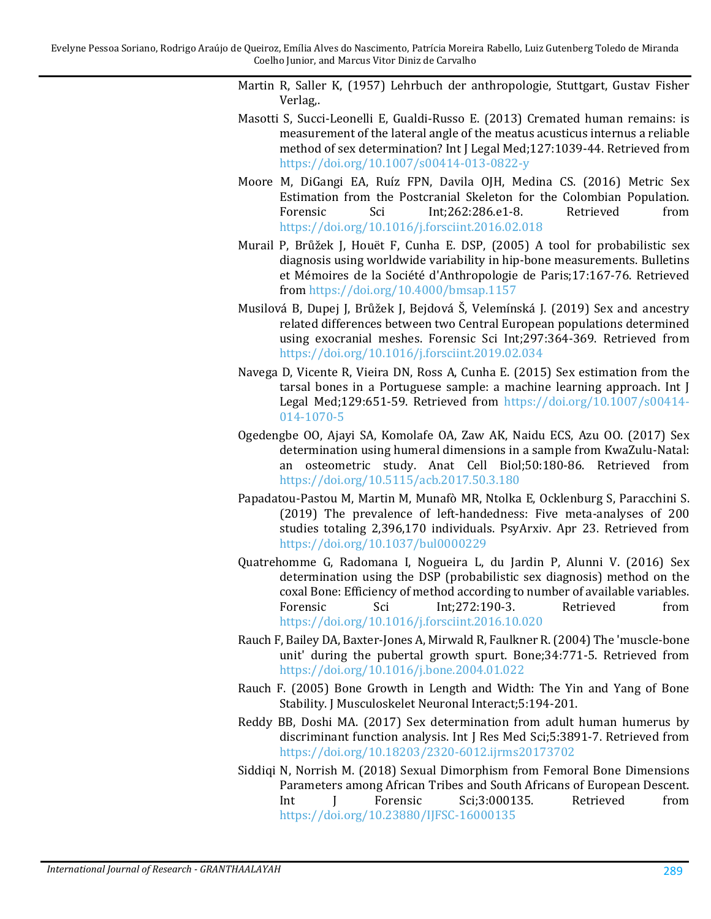Martin R, Saller K, (1957) Lehrbuch der anthropologie, Stuttgart, Gustav Fisher Verlag,.

Masotti S, Succi-Leonelli E, Gualdi-Russo E. (2013) Cremated human remains: is measurement of the lateral angle of the meatus acusticus internus a reliable method of sex determination? Int J Legal Med;127:1039-44. Retrieved from https://doi.org/10.1007/s00414-013-0822-y

Moore M, DiGangi EA, Ruíz FPN, Davila OJH, Medina CS. (2016) Metric Sex Estimation from the Postcranial Skeleton for the Colombian Population. Forensic Sci Int;262:286.e1-8. Retrieved from https://doi.org/10.1016/j.forsciint.2016.02.018

Murail P, Brůžek J, Houët F, Cunha E. DSP, (2005) A tool for probabilistic sex diagnosis using worldwide variability in hip-bone measurements. Bulletins et Mémoires de la Société d'Anthropologie de Paris;17:167-76. Retrieved from https://doi.org/10.4000/bmsap.1157

Musilová B, Dupej J, Brůžek J, Bejdová Š, Velemínská J. (2019) Sex and ancestry related differences between two Central European populations determined using exocranial meshes. Forensic Sci Int;297:364-369. Retrieved from https://doi.org/10.1016/j.forsciint.2019.02.034

Navega D, Vicente R, Vieira DN, Ross A, Cunha E. (2015) Sex estimation from the tarsal bones in a Portuguese sample: a machine learning approach. Int J Legal Med;129:651-59. Retrieved from https://doi.org/10.1007/s00414-014-1070-5

Ogedengbe OO, Ajayi SA, Komolafe OA, Zaw AK, Naidu ECS, Azu OO. (2017) Sex determination using humeral dimensions in a sample from KwaZulu-Natal: an osteometric study. Anat Cell Biol;50:180-86. Retrieved from https://doi.org/10.5115/acb.2017.50.3.180

Papadatou-Pastou M, Martin M, Munafò MR, Ntolka E, Ocklenburg S, Paracchini S. (2019) The prevalence of left-handedness: Five meta-analyses of 200 studies totaling 2,396,170 individuals. PsyArxiv. Apr 23. Retrieved from https://doi.org/10.1037/bul0000229

Quatrehomme G, Radomana I, Nogueira L, du Jardin P, Alunni V. (2016) Sex determination using the DSP (probabilistic sex diagnosis) method on the coxal Bone: Efficiency of method according to number of available variables. Forensic Sci Int;272:190-3. Retrieved from https://doi.org/10.1016/j.forsciint.2016.10.020

Rauch F, Bailey DA, Baxter-Jones A, Mirwald R, Faulkner R. (2004) The 'muscle-bone unit' during the pubertal growth spurt. Bone;34:771-5. Retrieved from https://doi.org/10.1016/j.bone.2004.01.022

Rauch F. (2005) Bone Growth in Length and Width: The Yin and Yang of Bone Stability. J Musculoskelet Neuronal Interact;5:194-201.

Reddy BB, Doshi MA. (2017) Sex determination from adult human humerus by discriminant function analysis. Int J Res Med Sci;5:3891-7. Retrieved from https://doi.org/10.18203/2320-6012.ijrms20173702

Siddiqi N, Norrish M. (2018) Sexual Dimorphism from Femoral Bone Dimensions Parameters among African Tribes and South Africans of European Descent. Int J Forensic Sci;3:000135. Retrieved from https://doi.org/10.23880/IJFSC-16000135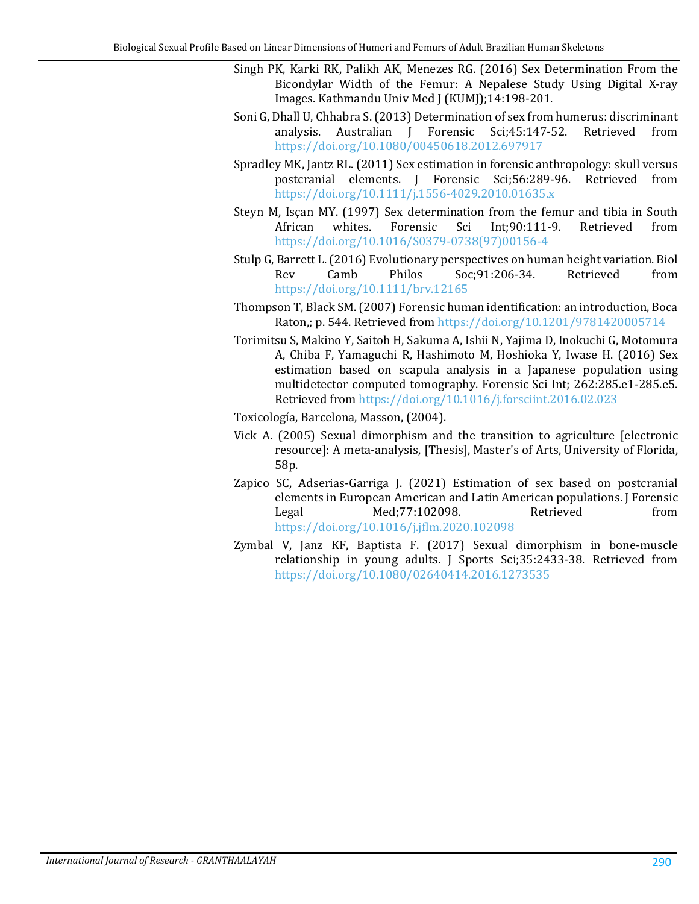Singh PK, Karki RK, Palikh AK, Menezes RG. (2016) Sex Determination From the Bicondylar Width of the Femur: A Nepalese Study Using Digital X-ray Images. Kathmandu Univ Med J (KUMJ);14:198-201.

Soni G, Dhall U, Chhabra S. (2013) Determination of sex from humerus: discriminant analysis. Australian J Forensic Sci;45:147-52. Retrieved from https://doi.org/10.1080/00450618.2012.697917

Spradley MK, Jantz RL. (2011) Sex estimation in forensic anthropology: skull versus postcranial elements. J Forensic Sci;56:289-96. Retrieved from https://doi.org/10.1111/j.1556-4029.2010.01635.x

Steyn M, Isçan MY. (1997) Sex determination from the femur and tibia in South African whites. Forensic Sci Int;90:111-9. Retrieved from https://doi.org/10.1016/S0379-0738(97)00156-4

Stulp G, Barrett L. (2016) Evolutionary perspectives on human height variation. Biol Rev Camb Philos Soc;91:206-34. Retrieved from https://doi.org/10.1111/brv.12165

Thompson T, Black SM. (2007) Forensic human identification: an introduction, Boca Raton,; p. 544. Retrieved from https://doi.org/10.1201/9781420005714

Torimitsu S, Makino Y, Saitoh H, Sakuma A, Ishii N, Yajima D, Inokuchi G, Motomura A, Chiba F, Yamaguchi R, Hashimoto M, Hoshioka Y, Iwase H. (2016) Sex estimation based on scapula analysis in a Japanese population using multidetector computed tomography. Forensic Sci Int; 262:285.e1-285.e5. Retrieved from https://doi.org/10.1016/j.forsciint.2016.02.023

Toxicología, Barcelona, Masson, (2004).

Vick A. (2005) Sexual dimorphism and the transition to agriculture [electronic resource]: A meta-analysis, [Thesis], Master's of Arts, University of Florida, 58p.

Zapico SC, Adserias-Garriga J. (2021) Estimation of sex based on postcranial elements in European American and Latin American populations. J Forensic Legal Med;77:102098. Retrieved from https://doi.org/10.1016/j.jflm.2020.102098

Zymbal V, Janz KF, Baptista F. (2017) Sexual dimorphism in bone-muscle relationship in young adults. J Sports Sci;35:2433-38. Retrieved from https://doi.org/10.1080/02640414.2016.1273535